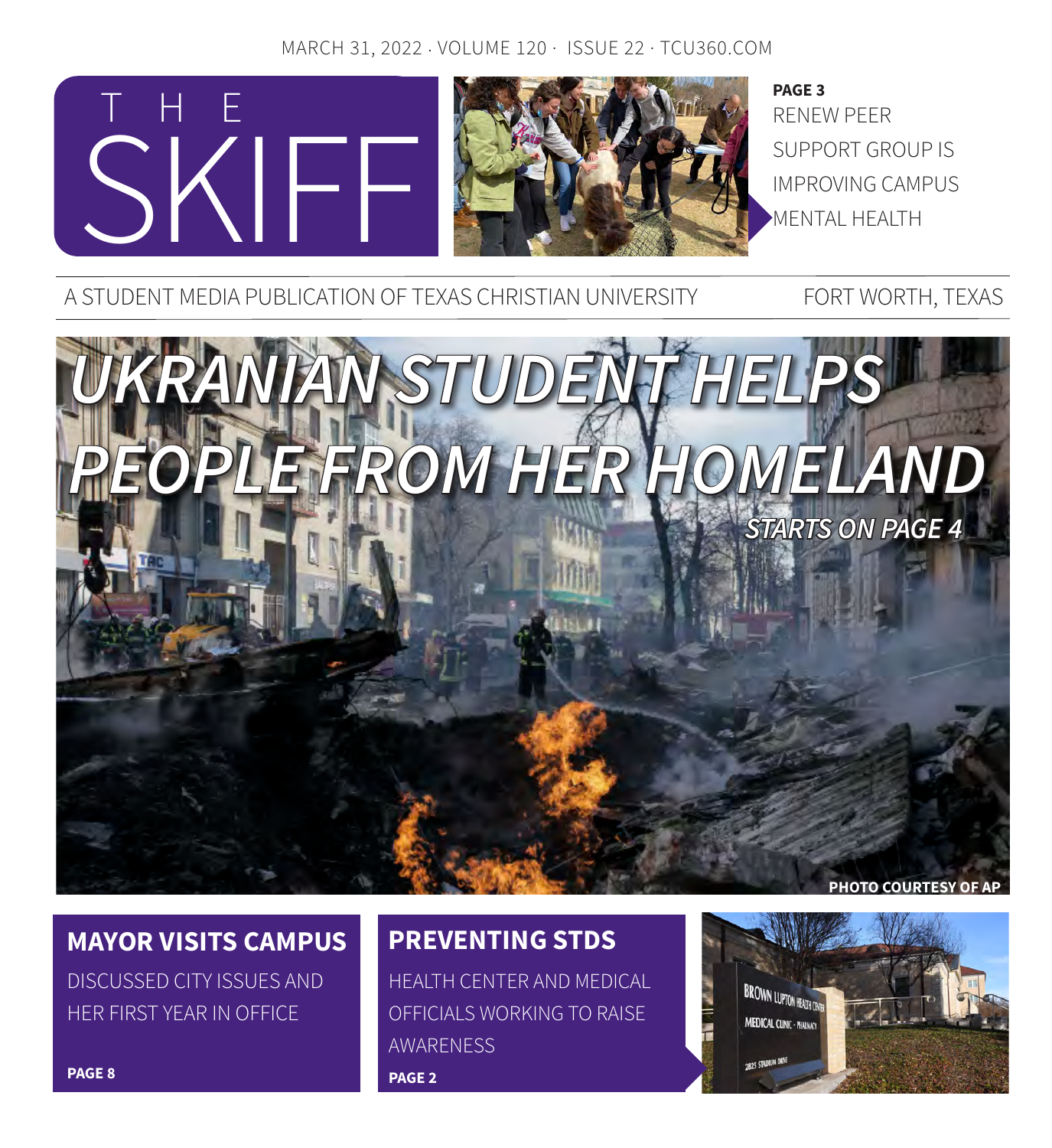MARCH 31, 2022 · VOLUME 120 · ISSUE 22 · TCU360.COM

# THE SKIFF

**PAGE 3**
RENEW PEER SUPPORT GROUP IS IMPROVING CAMPUS MENTAL HEALTH

A STUDENT MEDIA PUBLICATION OF TEXAS CHRISTIAN UNIVERSITY — FORT WORTH, TEXAS

## *UKRANIAN STUDENT HELPS PEOPLE FROM HER HOMELAND*

*STARTS ON PAGE 4*

PHOTO COURTESY OF AP

### MAYOR VISITS CAMPUS

DISCUSSED CITY ISSUES AND HER FIRST YEAR IN OFFICE

**PAGE 8**

### PREVENTING STDS

HEALTH CENTER AND MEDICAL OFFICIALS WORKING TO RAISE AWARENESS

**PAGE 2**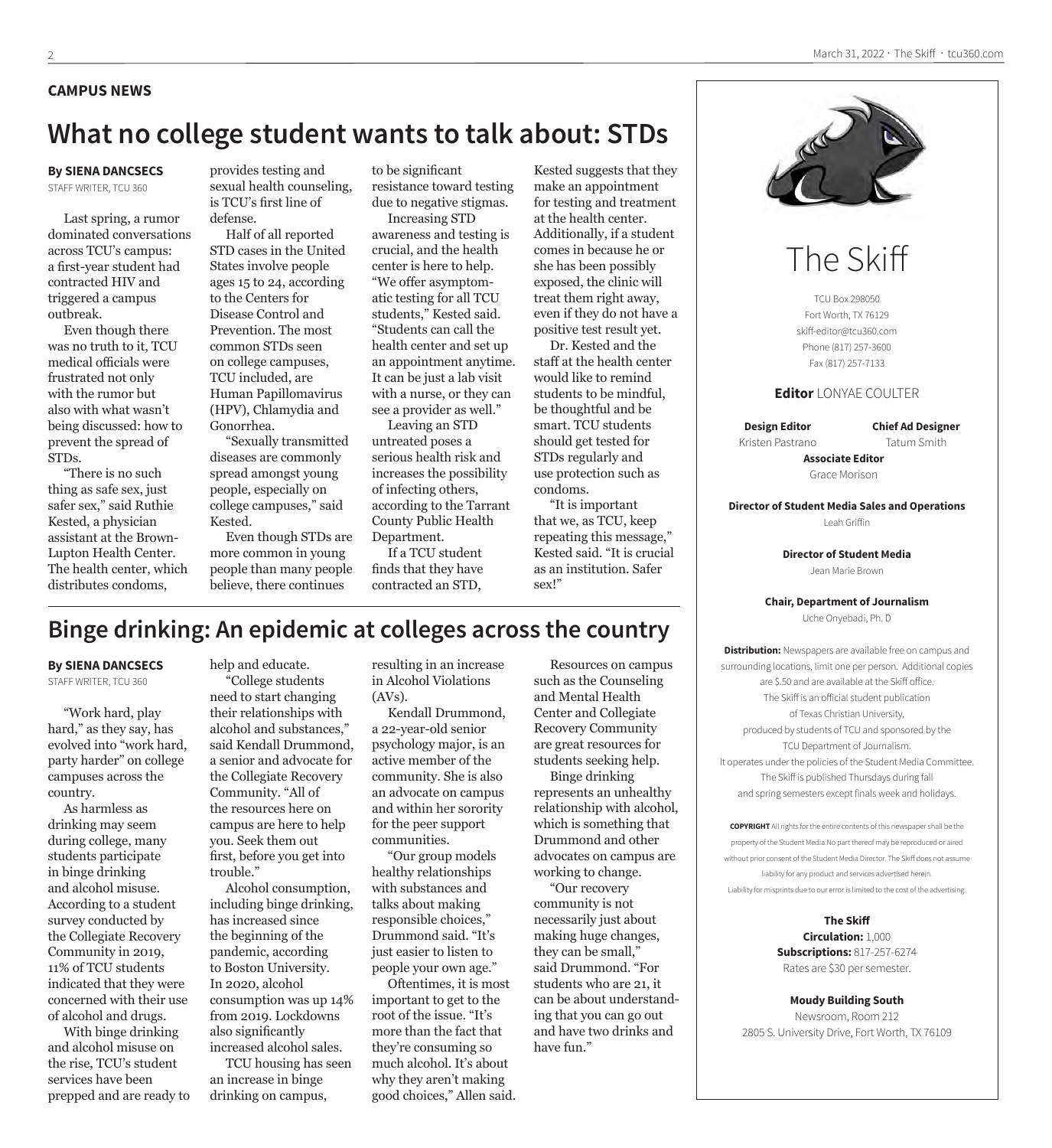**CAMPUS NEWS**

# What no college student wants to talk about: STDs

**By SIENA DANCSECS**
STAFF WRITER, TCU 360

Last spring, a rumor dominated conversations across TCU's campus: a first-year student had contracted HIV and triggered a campus outbreak.

Even though there was no truth to it, TCU medical officials were frustrated not only with the rumor but also with what wasn't being discussed: how to prevent the spread of STDs.

"There is no such thing as safe sex, just safer sex," said Ruthie Kested, a physician assistant at the Brown-Lupton Health Center. The health center, which distributes condoms, provides testing and sexual health counseling, is TCU's first line of defense.

Half of all reported STD cases in the United States involve people ages 15 to 24, according to the Centers for Disease Control and Prevention. The most common STDs seen on college campuses, TCU included, are Human Papillomavirus (HPV), Chlamydia and Gonorrhea.

"Sexually transmitted diseases are commonly spread amongst young people, especially on college campuses," said Kested.

Even though STDs are more common in young people than many people believe, there continues to be significant resistance toward testing due to negative stigmas.

Increasing STD awareness and testing is crucial, and the health center is here to help. "We offer asymptomatic testing for all TCU students," Kested said. "Students can call the health center and set up an appointment anytime. It can be just a lab visit with a nurse, or they can see a provider as well."

Leaving an STD untreated poses a serious health risk and increases the possibility of infecting others, according to the Tarrant County Public Health Department.

If a TCU student finds that they have contracted an STD, Kested suggests that they make an appointment for testing and treatment at the health center. Additionally, if a student comes in because he or she has been possibly exposed, the clinic will treat them right away, even if they do not have a positive test result yet.

Dr. Kested and the staff at the health center would like to remind students to be mindful, be thoughtful and be smart. TCU students should get tested for STDs regularly and use protection such as condoms.

"It is important that we, as TCU, keep repeating this message," Kested said. "It is crucial as an institution. Safer sex!"

# Binge drinking: An epidemic at colleges across the country

**By SIENA DANCSECS**
STAFF WRITER, TCU 360

"Work hard, play hard," as they say, has evolved into "work hard, party harder" on college campuses across the country.

As harmless as drinking may seem during college, many students participate in binge drinking and alcohol misuse. According to a student survey conducted by the Collegiate Recovery Community in 2019, 11% of TCU students indicated that they were concerned with their use of alcohol and drugs.

With binge drinking and alcohol misuse on the rise, TCU's student services have been prepped and are ready to help and educate.

"College students need to start changing their relationships with alcohol and substances," said Kendall Drummond, a senior and advocate for the Collegiate Recovery Community. "All of the resources here on campus are here to help you. Seek them out first, before you get into trouble."

Alcohol consumption, including binge drinking, has increased since the beginning of the pandemic, according to Boston University. In 2020, alcohol consumption was up 14% from 2019. Lockdowns also significantly increased alcohol sales.

TCU housing has seen an increase in binge drinking on campus, resulting in an increase in Alcohol Violations (AVs).

Kendall Drummond, a 22-year-old senior psychology major, is an active member of the community. She is also an advocate on campus and within her sorority for the peer support communities.

"Our group models healthy relationships with substances and talks about making responsible choices," Drummond said. "It's just easier to listen to people your own age."

Oftentimes, it is most important to get to the root of the issue. "It's more than the fact that they're consuming so much alcohol. It's about why they aren't making good choices," Allen said.

Resources on campus such as the Counseling and Mental Health Center and Collegiate Recovery Community are great resources for students seeking help.

Binge drinking represents an unhealthy relationship with alcohol, which is something that Drummond and other advocates on campus are working to change.

"Our recovery community is not necessarily just about making huge changes, they can be small," said Drummond. "For students who are 21, it can be about understanding that you can go out and have two drinks and have fun."

---

## The Skiff

TCU Box 298050
Fort Worth, TX 76129
skiff-editor@tcu360.com
Phone (817) 257-3600
Fax (817) 257-7133

**Editor** LONYAE COULTER

**Design Editor**
Kristen Pastrano

**Chief Ad Designer**
Tatum Smith

**Associate Editor**
Grace Morison

**Director of Student Media Sales and Operations**
Leah Griffin

**Director of Student Media**
Jean Marie Brown

**Chair, Department of Journalism**
Uche Onyebadi, Ph. D

**Distribution:** Newspapers are available free on campus and surrounding locations, limit one per person. Additional copies are $.50 and are available at the Skiff office.
The Skiff is an official student publication of Texas Christian University, produced by students of TCU and sponsored by the TCU Department of Journalism.
It operates under the policies of the Student Media Committee.
The Skiff is published Thursdays during fall and spring semesters except finals week and holidays.

**COPYRIGHT** All rights for the entire contents of this newspaper shall be the property of the Student Media.No part thereof may be reproduced or aired without prior consent of the Student Media Director. The Skiff does not assume liability for any product and services advertised herein.
Liability for misprints due to our error is limited to the cost of the advertising.

**The Skiff**
**Circulation:** 1,000
**Subscriptions:** 817-257-6274
Rates are $30 per semester.

**Moody Building South**
Newsroom, Room 212
2805 S. University Drive, Fort Worth, TX 76109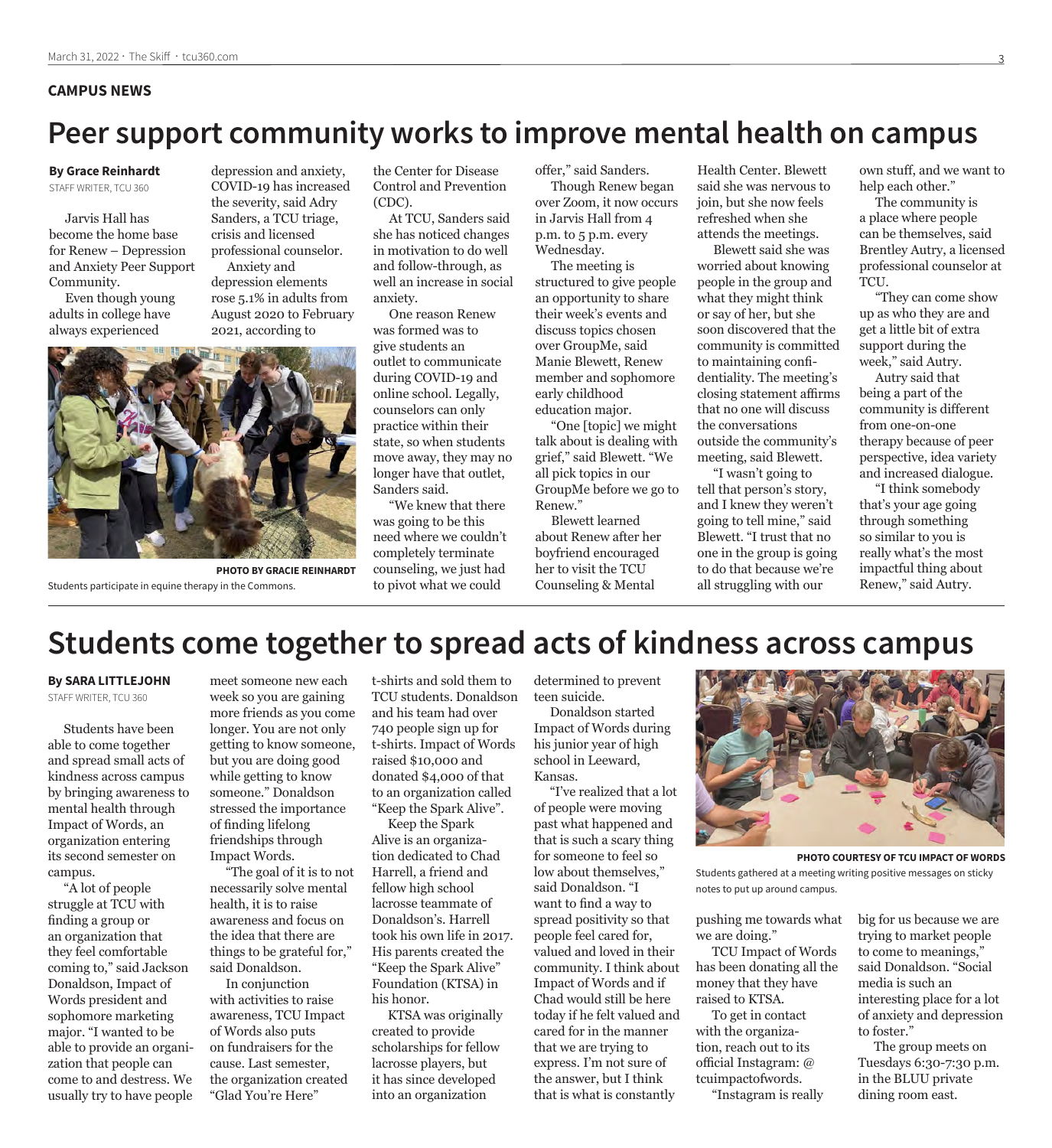**CAMPUS NEWS**

# Peer support community works to improve mental health on campus

**By Grace Reinhardt**
STAFF WRITER, TCU 360

Jarvis Hall has become the home base for Renew – Depression and Anxiety Peer Support Community.

Even though young adults in college have always experienced depression and anxiety, COVID-19 has increased the severity, said Adry Sanders, a TCU triage, crisis and licensed professional counselor.

Anxiety and depression elements rose 5.1% in adults from August 2020 to February 2021, according to the Center for Disease Control and Prevention (CDC).

At TCU, Sanders said she has noticed changes in motivation to do well and follow-through, as well an increase in social anxiety.

One reason Renew was formed was to give students an outlet to communicate during COVID-19 and online school. Legally, counselors can only practice within their state, so when students move away, they may no longer have that outlet, Sanders said.

"We knew that there was going to be this need where we couldn't completely terminate counseling, we just had to pivot what we could offer," said Sanders.

Though Renew began over Zoom, it now occurs in Jarvis Hall from 4 p.m. to 5 p.m. every Wednesday.

The meeting is structured to give people an opportunity to share their week's events and discuss topics chosen over GroupMe, said Manie Blewett, Renew member and sophomore early childhood education major.

"One [topic] we might talk about is dealing with grief," said Blewett. "We all pick topics in our GroupMe before we go to Renew."

Blewett learned about Renew after her boyfriend encouraged her to visit the TCU Counseling & Mental Health Center. Blewett said she was nervous to join, but she now feels refreshed when she attends the meetings.

Blewett said she was worried about knowing people in the group and what they might think or say of her, but she soon discovered that the community is committed to maintaining confidentiality. The meeting's closing statement affirms that no one will discuss the conversations outside the community's meeting, said Blewett.

"I wasn't going to tell that person's story, and I knew they weren't going to tell mine," said Blewett. "I trust that no one in the group is going to do that because we're all struggling with our own stuff, and we want to help each other."

The community is a place where people can be themselves, said Brentley Autry, a licensed professional counselor at TCU.

"They can come show up as who they are and get a little bit of extra support during the week," said Autry.

Autry said that being a part of the community is different from one-on-one therapy because of peer perspective, idea variety and increased dialogue.

"I think somebody that's your age going through something so similar to you is really what's the most impactful thing about Renew," said Autry.

**PHOTO BY GRACIE REINHARDT**
Students participate in equine therapy in the Commons.

# Students come together to spread acts of kindness across campus

**By SARA LITTLEJOHN**
STAFF WRITER, TCU 360

Students have been able to come together and spread small acts of kindness across campus by bringing awareness to mental health through Impact of Words, an organization entering its second semester on campus.

"A lot of people struggle at TCU with finding a group or an organization that they feel comfortable coming to," said Jackson Donaldson, Impact of Words president and sophomore marketing major. "I wanted to be able to provide an organization that people can come to and destress. We usually try to have people meet someone new each week so you are gaining more friends as you come longer. You are not only getting to know someone, but you are doing good while getting to know someone." Donaldson stressed the importance of finding lifelong friendships through Impact Words.

"The goal of it is to not necessarily solve mental health, it is to raise awareness and focus on the idea that there are things to be grateful for," said Donaldson.

In conjunction with activities to raise awareness, TCU Impact of Words also puts on fundraisers for the cause. Last semester, the organization created "Glad You're Here" t-shirts and sold them to TCU students. Donaldson and his team had over 740 people sign up for t-shirts. Impact of Words raised $10,000 and donated $4,000 of that to an organization called "Keep the Spark Alive".

Keep the Spark Alive is an organization dedicated to Chad Harrell, a friend and fellow high school lacrosse teammate of Donaldson's. Harrell took his own life in 2017. His parents created the "Keep the Spark Alive" Foundation (KTSA) in his honor.

KTSA was originally created to provide scholarships for fellow lacrosse players, but it has since developed into an organization determined to prevent teen suicide.

Donaldson started Impact of Words during his junior year of high school in Leeward, Kansas.

"I've realized that a lot of people were moving past what happened and that is such a scary thing for someone to feel so low about themselves," said Donaldson. "I want to find a way to spread positivity so that people feel cared for, valued and loved in their community. I think about Impact of Words and if Chad would still be here today if he felt valued and cared for in the manner that we are trying to express. I'm not sure of the answer, but I think that is what is constantly pushing me towards what we are doing."

**PHOTO COURTESY OF TCU IMPACT OF WORDS**
Students gathered at a meeting writing positive messages on sticky notes to put up around campus.

TCU Impact of Words has been donating all the money that they have raised to KTSA.

To get in contact with the organization, reach out to its official Instagram: @ tcuimpactofwords.

"Instagram is really big for us because we are trying to market people to come to meanings," said Donaldson. "Social media is such an interesting place for a lot of anxiety and depression to foster."

The group meets on Tuesdays 6:30-7:30 p.m. in the BLUU private dining room east.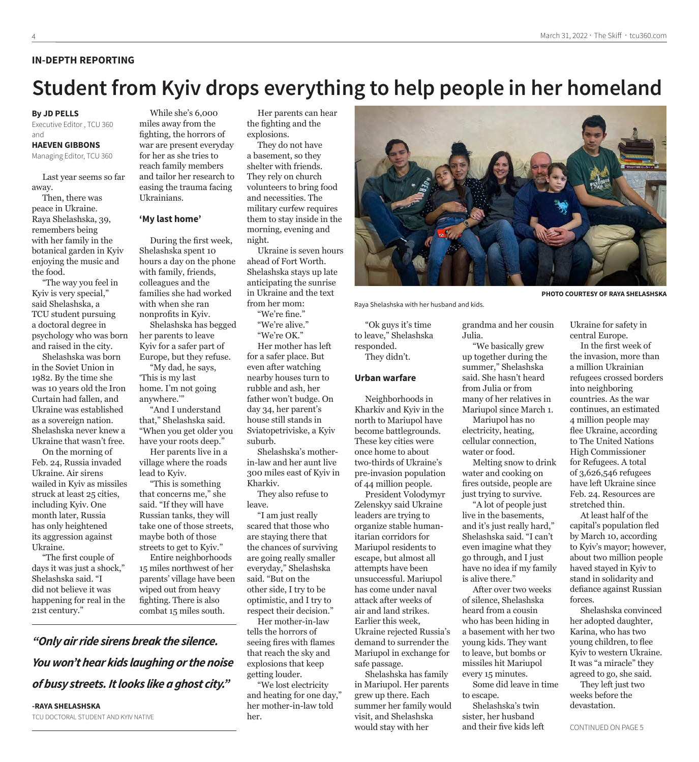IN-DEPTH REPORTING

# Student from Kyiv drops everything to help people in her homeland

**By JD PELLS**
Executive Editor , TCU 360
and
**HAEVEN GIBBONS**
Managing Editor, TCU 360

Last year seems so far away.

Then, there was peace in Ukraine. Raya Shelashska, 39, remembers being with her family in the botanical garden in Kyiv enjoying the music and the food.

"The way you feel in Kyiv is very special," said Shelashska, a TCU student pursuing a doctoral degree in psychology who was born and raised in the city.

Shelashska was born in the Soviet Union in 1982. By the time she was 10 years old the Iron Curtain had fallen, and Ukraine was established as a sovereign nation. Shelashska never knew a Ukraine that wasn't free.

On the morning of Feb. 24, Russia invaded Ukraine. Air sirens wailed in Kyiv as missiles struck at least 25 cities, including Kyiv. One month later, Russia has only heightened its aggression against Ukraine.

"The first couple of days it was just a shock," Shelashska said. "I did not believe it was happening for real in the 21st century."

While she's 6,000 miles away from the fighting, the horrors of war are present everyday for her as she tries to reach family members and tailor her research to easing the trauma facing Ukrainians.

## 'My last home'

During the first week, Shelashska spent 10 hours a day on the phone with family, friends, colleagues and the families she had worked with when she ran nonprofits in Kyiv.

Shelashska has begged her parents to leave Kyiv for a safer part of Europe, but they refuse.

"My dad, he says, 'This is my last home. I'm not going anywhere.'"

"And I understand that," Shelashska said. "When you get older you have your roots deep."

Her parents live in a village where the roads lead to Kyiv.

"This is something that concerns me," she said. "If they will have Russian tanks, they will take one of those streets, maybe both of those streets to get to Kyiv."

Entire neighborhoods 15 miles northwest of her parents' village have been wiped out from heavy fighting. There is also combat 15 miles south.

> ***"Only air ride sirens break the silence. You won't hear kids laughing or the noise of busy streets. It looks like a ghost city."***
>
> **-RAYA SHELASHSKA**
> TCU DOCTORAL STUDENT AND KYIV NATIVE

Her parents can hear the fighting and the explosions.

They do not have a basement, so they shelter with friends. They rely on church volunteers to bring food and necessities. The military curfew requires them to stay inside in the morning, evening and night.

Ukraine is seven hours ahead of Fort Worth. Shelashska stays up late anticipating the sunrise in Ukraine and the text from her mom:

"We're fine."

"We're alive."

"We're OK."

Her mother has left for a safer place. But even after watching nearby houses turn to rubble and ash, her father won't budge. On day 34, her parent's house still stands in Sviatopetrivske, a Kyiv suburb.

Shelashska's mother-in-law and her aunt live 300 miles east of Kyiv in Kharkiv.

They also refuse to leave.

"I am just really scared that those who are staying there that the chances of surviving are going really smaller everyday," Shelashska said. "But on the other side, I try to be optimistic, and I try to respect their decision."

Her mother-in-law tells the horrors of seeing fires with flames that reach the sky and explosions that keep getting louder.

"We lost electricity and heating for one day," her mother-in-law told her.

PHOTO COURTESY OF RAYA SHELASHSKA

Raya Shelashska with her husband and kids.

"Ok guys it's time to leave," Shelashska responded.

They didn't.

## Urban warfare

Neighborhoods in Kharkiv and Kyiv in the north to Mariupol have become battlegrounds. These key cities were once home to about two-thirds of Ukraine's pre-invasion population of 44 million people.

President Volodymyr Zelenskyy said Ukraine leaders are trying to organize stable humanitarian corridors for Mariupol residents to escape, but almost all attempts have been unsuccessful. Mariupol has come under naval attack after weeks of air and land strikes. Earlier this week, Ukraine rejected Russia's demand to surrender the Mariupol in exchange for safe passage.

Shelashska has family in Mariupol. Her parents grew up there. Each summer her family would visit, and Shelashska would stay with her grandma and her cousin Julia.

"We basically grew up together during the summer," Shelashska said. She hasn't heard from Julia or from many of her relatives in Mariupol since March 1.

Mariupol has no electricity, heating, cellular connection, water or food.

Melting snow to drink water and cooking on fires outside, people are just trying to survive.

"A lot of people just live in the basements, and it's just really hard," Shelashska said. "I can't even imagine what they go through, and I just have no idea if my family is alive there."

After over two weeks of silence, Shelashska heard from a cousin who has been hiding in a basement with her two young kids. They want to leave, but bombs or missiles hit Mariupol every 15 minutes.

Some did leave in time to escape.

Shelashska's twin sister, her husband and their five kids left Ukraine for safety in central Europe.

In the first week of the invasion, more than a million Ukrainian refugees crossed borders into neighboring countries. As the war continues, an estimated 4 million people may flee Ukraine, according to The United Nations High Commissioner for Refugees. A total of 3,626,546 refugees have left Ukraine since Feb. 24. Resources are stretched thin.

At least half of the capital's population fled by March 10, according to Kyiv's mayor; however, about two million people haved stayed in Kyiv to stand in solidarity and defiance against Russian forces.

Shelashska convinced her adopted daughter, Karina, who has two young children, to flee Kyiv to western Ukraine. It was "a miracle" they agreed to go, she said.

They left just two weeks before the devastation.

CONTINUED ON PAGE 5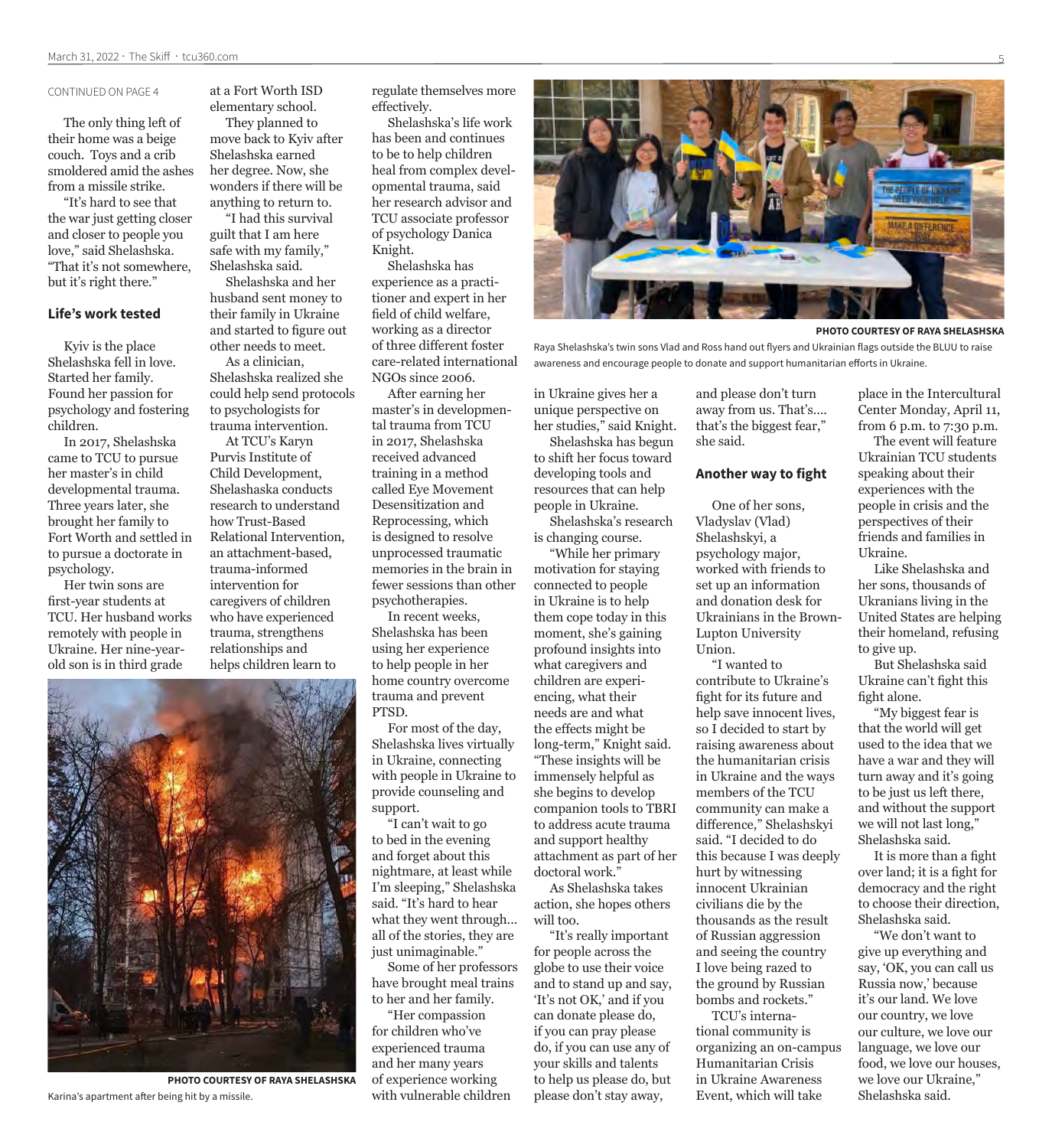CONTINUED ON PAGE 4

The only thing left of their home was a beige couch. Toys and a crib smoldered amid the ashes from a missile strike.

"It's hard to see that the war just getting closer and closer to people you love," said Shelashska. "That it's not somewhere, but it's right there."

### Life's work tested

Kyiv is the place Shelashska fell in love. Started her family. Found her passion for psychology and fostering children.

In 2017, Shelashska came to TCU to pursue her master's in child developmental trauma. Three years later, she brought her family to Fort Worth and settled in to pursue a doctorate in psychology.

Her twin sons are first-year students at TCU. Her husband works remotely with people in Ukraine. Her nine-year-old son is in third grade at a Fort Worth ISD elementary school.

They planned to move back to Kyiv after Shelashska earned her degree. Now, she wonders if there will be anything to return to.

"I had this survival guilt that I am here safe with my family," Shelashska said.

Shelashska and her husband sent money to their family in Ukraine and started to figure out other needs to meet.

As a clinician, Shelashska realized she could help send protocols to psychologists for trauma intervention.

At TCU's Karyn Purvis Institute of Child Development, Shelashaska conducts research to understand how Trust-Based Relational Intervention, an attachment-based, trauma-informed intervention for caregivers of children who have experienced trauma, strengthens relationships and helps children learn to regulate themselves more effectively.

Shelashska's life work has been and continues to be to help children heal from complex developmental trauma, said her research advisor and TCU associate professor of psychology Danica Knight.

Shelashska has experience as a practitioner and expert in her field of child welfare, working as a director of three different foster care-related international NGOs since 2006.

After earning her master's in developmental trauma from TCU in 2017, Shelashska received advanced training in a method called Eye Movement Desensitization and Reprocessing, which is designed to resolve unprocessed traumatic memories in the brain in fewer sessions than other psychotherapies.

In recent weeks, Shelashska has been using her experience to help people in her home country overcome trauma and prevent PTSD.

For most of the day, Shelashska lives virtually in Ukraine, connecting with people in Ukraine to provide counseling and support.

"I can't wait to go to bed in the evening and forget about this nightmare, at least while I'm sleeping," Shelashska said. "It's hard to hear what they went through... all of the stories, they are just unimaginable."

Some of her professors have brought meal trains to her and her family.

"Her compassion for children who've experienced trauma and her many years of experience working with vulnerable children in Ukraine gives her a unique perspective on her studies," said Knight.

Shelashska has begun to shift her focus toward developing tools and resources that can help people in Ukraine.

Shelashska's research is changing course.

"While her primary motivation for staying connected to people in Ukraine is to help them cope today in this moment, she's gaining profound insights into what caregivers and children are experiencing, what their needs are and what the effects might be long-term," Knight said. "These insights will be immensely helpful as she begins to develop companion tools to TBRI to address acute trauma and support healthy attachment as part of her doctoral work."

As Shelashska takes action, she hopes others will too.

"It's really important for people across the globe to use their voice and to stand up and say, 'It's not OK,' and if you can donate please do, if you can pray please do, if you can use any of your skills and talents to help us please do, but please don't stay away, and please don't turn away from us. That's.... that's the biggest fear," she said.

### Another way to fight

One of her sons, Vladyslav (Vlad) Shelashskyi, a psychology major, worked with friends to set up an information and donation desk for Ukrainians in the Brown-Lupton University Union.

"I wanted to contribute to Ukraine's fight for its future and help save innocent lives, so I decided to start by raising awareness about the humanitarian crisis in Ukraine and the ways members of the TCU community can make a difference," Shelashskyi said. "I decided to do this because I was deeply hurt by witnessing innocent Ukrainian civilians die by the thousands as the result of Russian aggression and seeing the country I love being razed to the ground by Russian bombs and rockets."

TCU's international community is organizing an on-campus Humanitarian Crisis in Ukraine Awareness Event, which will take place in the Intercultural Center Monday, April 11, from 6 p.m. to 7:30 p.m.

The event will feature Ukrainian TCU students speaking about their experiences with the people in crisis and the perspectives of their friends and families in Ukraine.

Like Shelashska and her sons, thousands of Ukranians living in the United States are helping their homeland, refusing to give up.

But Shelashska said Ukraine can't fight this fight alone.

"My biggest fear is that the world will get used to the idea that we have a war and they will turn away and it's going to be just us left there, and without the support we will not last long," Shelashska said.

It is more than a fight over land; it is a fight for democracy and the right to choose their direction, Shelashska said.

"We don't want to give up everything and say, 'OK, you can call us Russia now,' because it's our land. We love our country, we love our culture, we love our language, we love our food, we love our houses, we love our Ukraine," Shelashska said.

PHOTO COURTESY OF RAYA SHELASHSKA

Karina's apartment after being hit by a missile.

PHOTO COURTESY OF RAYA SHELASHSKA

Raya Shelashska's twin sons Vlad and Ross hand out flyers and Ukrainian flags outside the BLUU to raise awareness and encourage people to donate and support humanitarian efforts in Ukraine.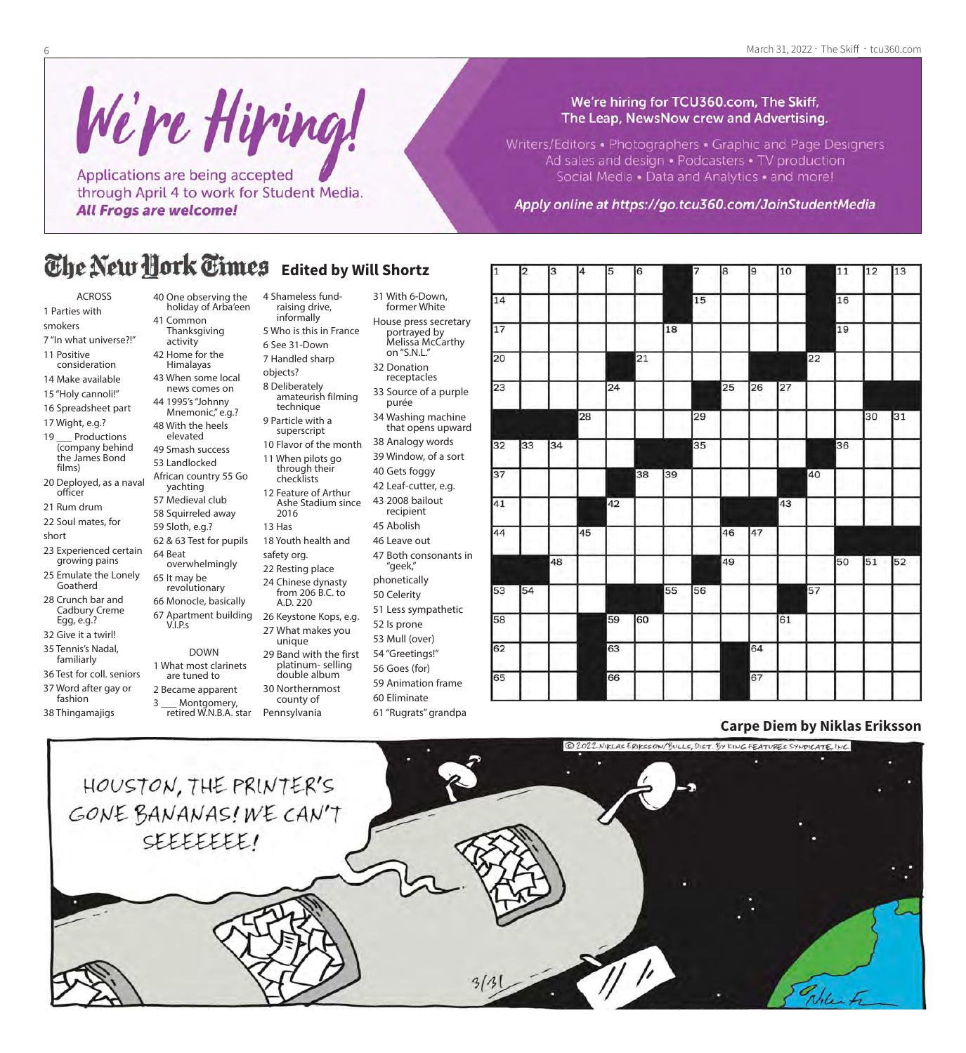# We're Hiring!

Applications are being accepted through April 4 to work for Student Media.
***All Frogs are welcome!***

**We're hiring for TCU360.com, The Skiff, The Leap, NewsNow crew and Advertising.**

Writers/Editors • Photographers • Graphic and Page Designers
Ad sales and design • Podcasters • TV production
Social Media • Data and Analytics • and more!

***Apply online at https://go.tcu360.com/JoinStudentMedia***

## The New York Times **Edited by Will Shortz**

### ACROSS

1 Parties with smokers
7 "In what universe?!"
11 Positive consideration
14 Make available
15 "Holy cannoli!"
16 Spreadsheet part
17 Wight, e.g.?
19 ___ Productions (company behind the James Bond films)
20 Deployed, as a naval officer
21 Rum drum
22 Soul mates, for short
23 Experienced certain growing pains
25 Emulate the Lonely Goatherd
28 Crunch bar and Cadbury Creme Egg, e.g.?
32 Give it a twirl!
35 Tennis's Nadal, familiarly
36 Test for coll. seniors
37 Word after gay or fashion
38 Thingamajigs
40 One observing the holiday of Arba'een
41 Common Thanksgiving activity
42 Home for the Himalayas
43 When some local news comes on
44 1995's "Johnny Mnemonic," e.g.?
48 With the heels elevated
49 Smash success
53 Landlocked African country
55 Go yachting
57 Medieval club
58 Squirreled away
59 Sloth, e.g.?
62 & 63 Test for pupils
64 Beat overwhelmingly
65 It may be revolutionary
66 Monocle, basically
67 Apartment building V.I.P.s

### DOWN

1 What most clarinets are tuned to
2 Became apparent
3 ___ Montgomery, retired W.N.B.A. star
4 Shameless fund-raising drive, informally
5 Who is this in France
6 See 31-Down
7 Handled sharp objects?
8 Deliberately amateurish filming technique
9 Particle with a superscript
10 Flavor of the month
11 When pilots go through their checklists
12 Feature of Arthur Ashe Stadium since 2016
13 Has
18 Youth health and safety org.
22 Resting place
24 Chinese dynasty from 206 B.C. to A.D. 220
26 Keystone Kops, e.g.
27 What makes you unique
29 Band with the first platinum-selling double album
30 Northernmost county of Pennsylvania
31 With 6-Down, former White House press secretary portrayed by Melissa McCarthy on "S.N.L."
32 Donation receptacles
33 Source of a purple purée
34 Washing machine that opens upward
38 Analogy words
39 Window, of a sort
40 Gets foggy
42 Leaf-cutter, e.g.
43 2008 bailout recipient
45 Abolish
46 Leave out
47 Both consonants in "geek," phonetically
50 Celerity
51 Less sympathetic
52 Is prone
53 Mull (over)
54 "Greetings!"
56 Goes (for)
59 Animation frame
60 Eliminate
61 "Rugrats" grandpa

## Carpe Diem by Niklas Eriksson

HOUSTON, THE PRINTER'S GONE BANANAS! WE CAN'T SEEEEEEE!

© 2022 Niklas Eriksson/Bulls, Dist. By King Features Syndicate, Inc.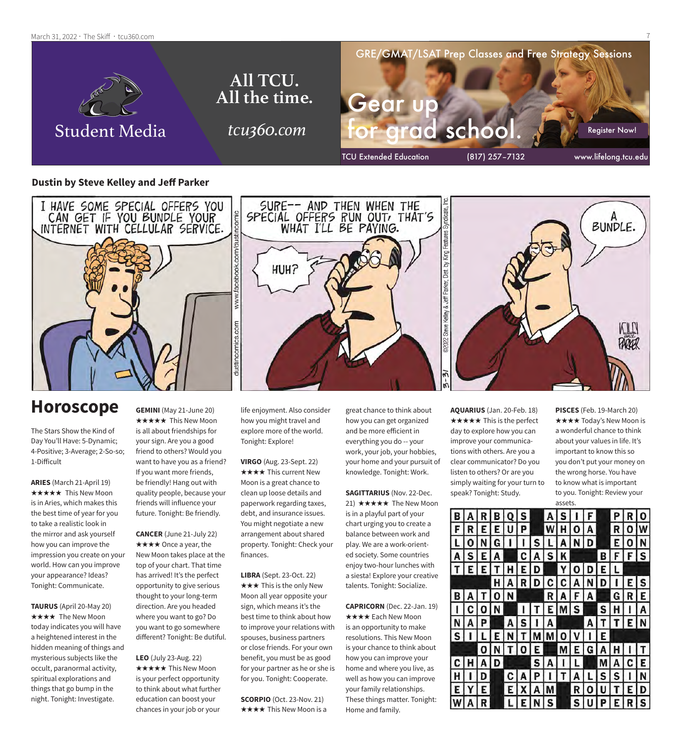Student Media

All TCU. All the time.

*tcu360.com*

GRE/GMAT/LSAT Prep Classes and Free Strategy Sessions

Gear up for grad school.

Register Now!

TCU Extended Education (817) 257-7132 www.lifelong.tcu.edu

**Dustin by Steve Kelley and Jeff Parker**

I HAVE SOME SPECIAL OFFERS YOU CAN GET IF YOU BUNDLE YOUR INTERNET WITH CELLULAR SERVICE.

SURE-- AND THEN WHEN THE SPECIAL OFFERS RUN OUT, THAT'S WHAT I'LL BE PAYING.

HUH?

A BUNDLE.

# Horoscope

The Stars Show the Kind of Day You'll Have: 5-Dynamic; 4-Positive; 3-Average; 2-So-so; 1-Difficult

**ARIES** (March 21-April 19) ★★★★★ This New Moon is in Aries, which makes this the best time of year for you to take a realistic look in the mirror and ask yourself how you can improve the impression you create on your world. How can you improve your appearance? Ideas? Tonight: Communicate.

**TAURUS** (April 20-May 20) ★★★★ The New Moon today indicates you will have a heightened interest in the hidden meaning of things and mysterious subjects like the occult, paranormal activity, spiritual explorations and things that go bump in the night. Tonight: Investigate.

**GEMINI** (May 21-June 20) ★★★★★ This New Moon is all about friendships for your sign. Are you a good friend to others? Would you want to have you as a friend? If you want more friends, be friendly! Hang out with quality people, because your friends will influence your future. Tonight: Be friendly.

**CANCER** (June 21-July 22) ★★★★ Once a year, the New Moon takes place at the top of your chart. That time has arrived! It's the perfect opportunity to give serious thought to your long-term direction. Are you headed where you want to go? Do you want to go somewhere different? Tonight: Be dutiful.

**LEO** (July 23-Aug. 22) ★★★★★ This New Moon is your perfect opportunity to think about what further education can boost your chances in your job or your life enjoyment. Also consider how you might travel and explore more of the world. Tonight: Explore!

**VIRGO** (Aug. 23-Sept. 22) ★★★★ This current New Moon is a great chance to clean up loose details and paperwork regarding taxes, debt, and insurance issues. You might negotiate a new arrangement about shared property. Tonight: Check your finances.

**LIBRA** (Sept. 23-Oct. 22) ★★★ This is the only New Moon all year opposite your sign, which means it's the best time to think about how to improve your relations with spouses, business partners or close friends. For your own benefit, you must be as good for your partner as he or she is for you. Tonight: Cooperate.

**SCORPIO** (Oct. 23-Nov. 21) ★★★★ This New Moon is a great chance to think about how you can get organized and be more efficient in everything you do -- your work, your job, your hobbies, your home and your pursuit of knowledge. Tonight: Work.

**SAGITTARIUS** (Nov. 22-Dec. 21) ★★★★★ The New Moon is in a playful part of your chart urging you to create a balance between work and play. We are a work-oriented society. Some countries enjoy two-hour lunches with a siesta! Explore your creative talents. Tonight: Socialize.

**CAPRICORN** (Dec. 22-Jan. 19) ★★★★ Each New Moon is an opportunity to make resolutions. This New Moon is your chance to think about how you can improve your home and where you live, as well as how you can improve your family relationships. These things matter. Tonight: Home and family.

**AQUARIUS** (Jan. 20-Feb. 18) ★★★★★ This is the perfect day to explore how you can improve your communications with others. Are you a clear communicator? Do you listen to others? Or are you simply waiting for your turn to speak? Tonight: Study.

**PISCES** (Feb. 19-March 20) ★★★★ Today's New Moon is a wonderful chance to think about your values in life. It's important to know this so you don't put your money on the wrong horse. You have to know what is important to you. Tonight: Review your assets.

| B | A | R | B | Q | S |   | A | S | I | F |   | P | R | O |
|---|---|---|---|---|---|---|---|---|---|---|---|---|---|---|
| F | R | E | E | U | P |   | W | H | O | A |   | R | O | W |
| L | O | N | G | I | I | S | L | A | N | D |   | E | O | N |
| A | S | E | A |   | C | A | S | K |   |   | B | F | F | S |
| T | E | E | T | H | E | D |   | Y | O | D | E | L |   |   |
|   |   |   | H | A | R | D | C | C | A | N | D | I | E | S |
| B | A | T | O | N |   |   | R | A | F | A |   | G | R | E |
| I | C | O | N |   | I | T | E | M | S |   | S | H | I | A |
| N | A | P |   | A | S | I | A |   |   | A | T | T | E | N |
| S | I | L | E | N | T | M | M | O | V | I | E |   |   |   |
|   |   | O | N | T | O | E |   | M | E | G | A | H | I | T |
| C | H | A | D |   |   | S | A | I | L |   | M | A | C | E |
| H | I | D |   | C | A | P | I | T | A | L | S | S | I | N |
| E | Y | E |   | E | X | A | M |   | R | O | U | T | E | D |
| W | A | R |   | L | E | N | S |   | S | U | P | E | R | S |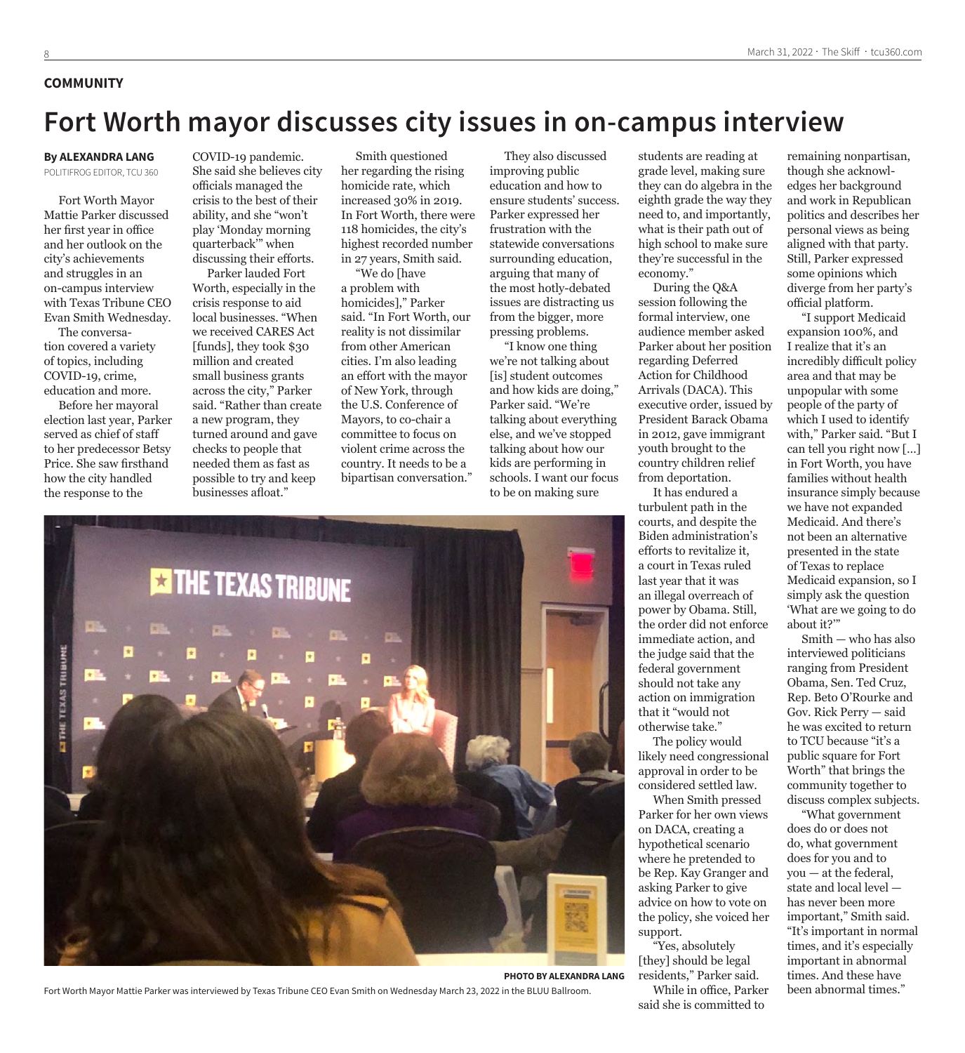COMMUNITY

# Fort Worth mayor discusses city issues in on-campus interview

**By ALEXANDRA LANG**
POLITIFROG EDITOR, TCU 360

Fort Worth Mayor Mattie Parker discussed her first year in office and her outlook on the city's achievements and struggles in an on-campus interview with Texas Tribune CEO Evan Smith Wednesday.

The conversation covered a variety of topics, including COVID-19, crime, education and more.

Before her mayoral election last year, Parker served as chief of staff to her predecessor Betsy Price. She saw firsthand how the city handled the response to the COVID-19 pandemic. She said she believes city officials managed the crisis to the best of their ability, and she "won't play 'Monday morning quarterback'" when discussing their efforts.

Parker lauded Fort Worth, especially in the crisis response to aid local businesses. "When we received CARES Act [funds], they took $30 million and created small business grants across the city," Parker said. "Rather than create a new program, they turned around and gave checks to people that needed them as fast as possible to try and keep businesses afloat."

Smith questioned her regarding the rising homicide rate, which increased 30% in 2019. In Fort Worth, there were 118 homicides, the city's highest recorded number in 27 years, Smith said.

"We do [have a problem with homicides]," Parker said. "In Fort Worth, our reality is not dissimilar from other American cities. I'm also leading an effort with the mayor of New York, through the U.S. Conference of Mayors, to co-chair a committee to focus on violent crime across the country. It needs to be a bipartisan conversation."

They also discussed improving public education and how to ensure students' success. Parker expressed her frustration with the statewide conversations surrounding education, arguing that many of the most hotly-debated issues are distracting us from the bigger, more pressing problems.

"I know one thing we're not talking about [is] student outcomes and how kids are doing," Parker said. "We're talking about everything else, and we've stopped talking about how our kids are performing in schools. I want our focus to be on making sure students are reading at grade level, making sure they can do algebra in the eighth grade the way they need to, and importantly, what is their path out of high school to make sure they're successful in the economy."

During the Q&A session following the formal interview, one audience member asked Parker about her position regarding Deferred Action for Childhood Arrivals (DACA). This executive order, issued by President Barack Obama in 2012, gave immigrant youth brought to the country children relief from deportation.

It has endured a turbulent path in the courts, and despite the Biden administration's efforts to revitalize it, a court in Texas ruled last year that it was an illegal overreach of power by Obama. Still, the order did not enforce immediate action, and the judge said that the federal government should not take any action on immigration that it "would not otherwise take."

The policy would likely need congressional approval in order to be considered settled law.

When Smith pressed Parker for her own views on DACA, creating a hypothetical scenario where he pretended to be Rep. Kay Granger and asking Parker to give advice on how to vote on the policy, she voiced her support.

"Yes, absolutely [they] should be legal residents," Parker said.

While in office, Parker said she is committed to remaining nonpartisan, though she acknowledges her background and work in Republican politics and describes her personal views as being aligned with that party. Still, Parker expressed some opinions which diverge from her party's official platform.

"I support Medicaid expansion 100%, and I realize that it's an incredibly difficult policy area and that may be unpopular with some people of the party of which I used to identify with," Parker said. "But I can tell you right now […] in Fort Worth, you have families without health insurance simply because we have not expanded Medicaid. And there's not been an alternative presented in the state of Texas to replace Medicaid expansion, so I simply ask the question 'What are we going to do about it?'"

Smith — who has also interviewed politicians ranging from President Obama, Sen. Ted Cruz, Rep. Beto O'Rourke and Gov. Rick Perry — said he was excited to return to TCU because "it's a public square for Fort Worth" that brings the community together to discuss complex subjects.

"What government does do or does not do, what government does for you and to you — at the federal, state and local level — has never been more important," Smith said. "It's important in normal times, and it's especially important in abnormal times. And these have been abnormal times."

PHOTO BY ALEXANDRA LANG

Fort Worth Mayor Mattie Parker was interviewed by Texas Tribune CEO Evan Smith on Wednesday March 23, 2022 in the BLUU Ballroom.